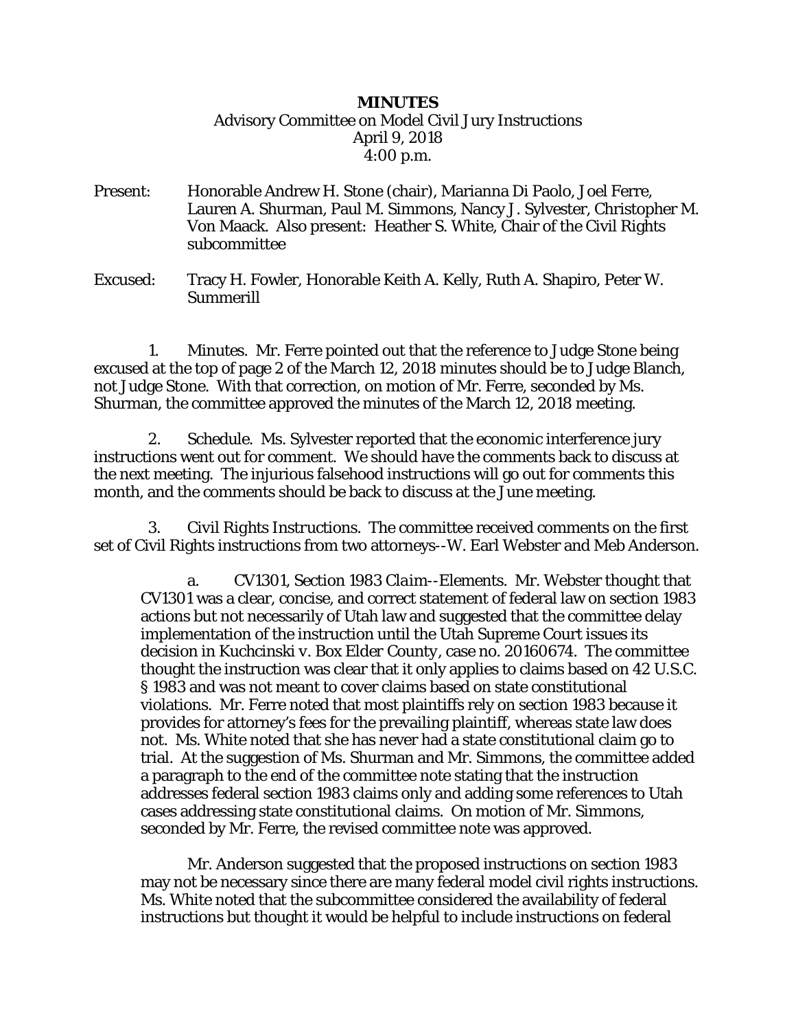**MINUTES**

Advisory Committee on Model Civil Jury Instructions
April 9, 2018
4:00 p.m.

Present: Honorable Andrew H. Stone (chair), Marianna Di Paolo, Joel Ferre, Lauren A. Shurman, Paul M. Simmons, Nancy J. Sylvester, Christopher M. Von Maack. Also present: Heather S. White, Chair of the Civil Rights subcommittee

Excused: Tracy H. Fowler, Honorable Keith A. Kelly, Ruth A. Shapiro, Peter W. Summerill

1. Minutes. Mr. Ferre pointed out that the reference to Judge Stone being excused at the top of page 2 of the March 12, 2018 minutes should be to Judge Blanch, not Judge Stone. With that correction, on motion of Mr. Ferre, seconded by Ms. Shurman, the committee approved the minutes of the March 12, 2018 meeting.

2. Schedule. Ms. Sylvester reported that the economic interference jury instructions went out for comment. We should have the comments back to discuss at the next meeting. The injurious falsehood instructions will go out for comments this month, and the comments should be back to discuss at the June meeting.

3. *Civil Rights Instructions*. The committee received comments on the first set of Civil Rights instructions from two attorneys--W. Earl Webster and Meb Anderson.

a. *CV1301, Section 1983 Claim--Elements*. Mr. Webster thought that CV1301 was a clear, concise, and correct statement of federal law on section 1983 actions but not necessarily of Utah law and suggested that the committee delay implementation of the instruction until the Utah Supreme Court issues its decision in *Kuchcinski v. Box Elder County*, case no. 20160674. The committee thought the instruction was clear that it only applies to claims based on 42 U.S.C. § 1983 and was not meant to cover claims based on state constitutional violations. Mr. Ferre noted that most plaintiffs rely on section 1983 because it provides for attorney's fees for the prevailing plaintiff, whereas state law does not. Ms. White noted that she has never had a state constitutional claim go to trial. At the suggestion of Ms. Shurman and Mr. Simmons, the committee added a paragraph to the end of the committee note stating that the instruction addresses federal section 1983 claims only and adding some references to Utah cases addressing state constitutional claims. On motion of Mr. Simmons, seconded by Mr. Ferre, the revised committee note was approved.

Mr. Anderson suggested that the proposed instructions on section 1983 may not be necessary since there are many federal model civil rights instructions. Ms. White noted that the subcommittee considered the availability of federal instructions but thought it would be helpful to include instructions on federal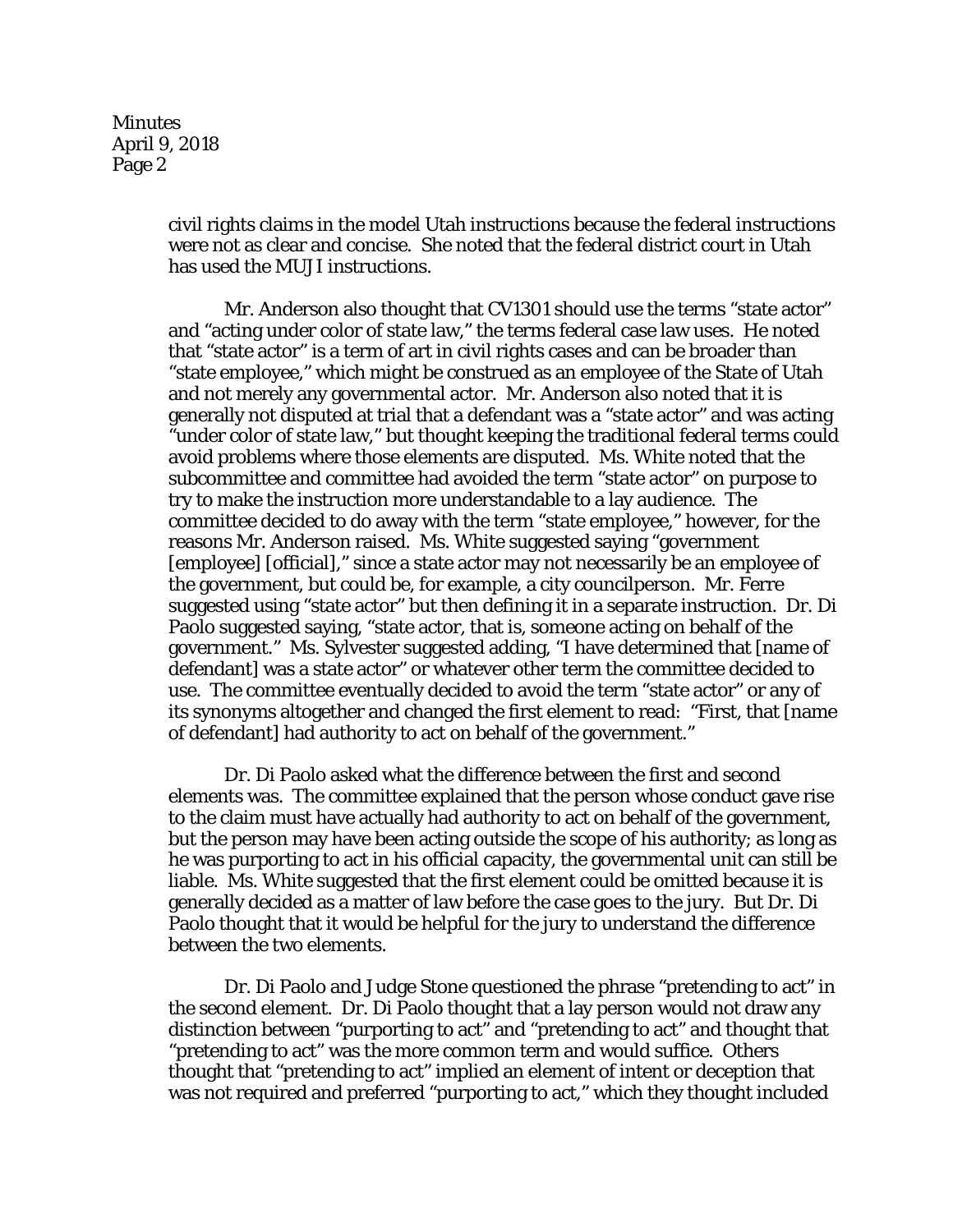civil rights claims in the model Utah instructions because the federal instructions were not as clear and concise. She noted that the federal district court in Utah has used the MUJI instructions.

Mr. Anderson also thought that CV1301 should use the terms "state actor" and "acting under color of state law," the terms federal case law uses. He noted that "state actor" is a term of art in civil rights cases and can be broader than "state employee," which might be construed as an employee of the State of Utah and not merely any governmental actor. Mr. Anderson also noted that it is generally not disputed at trial that a defendant was a "state actor" and was acting "under color of state law," but thought keeping the traditional federal terms could avoid problems where those elements are disputed. Ms. White noted that the subcommittee and committee had avoided the term "state actor" on purpose to try to make the instruction more understandable to a lay audience. The committee decided to do away with the term "state employee," however, for the reasons Mr. Anderson raised. Ms. White suggested saying "government [employee] [official]," since a state actor may not necessarily be an employee of the government, but could be, for example, a city councilperson. Mr. Ferre suggested using "state actor" but then defining it in a separate instruction. Dr. Di Paolo suggested saying, "state actor, that is, someone acting on behalf of the government." Ms. Sylvester suggested adding, "I have determined that [name of defendant] was a state actor" or whatever other term the committee decided to use. The committee eventually decided to avoid the term "state actor" or any of its synonyms altogether and changed the first element to read: "First, that [name of defendant] had authority to act on behalf of the government."

Dr. Di Paolo asked what the difference between the first and second elements was. The committee explained that the person whose conduct gave rise to the claim must have actually had authority to act on behalf of the government, but the person may have been acting outside the scope of his authority; as long as he was purporting to act in his official capacity, the governmental unit can still be liable. Ms. White suggested that the first element could be omitted because it is generally decided as a matter of law before the case goes to the jury. But Dr. Di Paolo thought that it would be helpful for the jury to understand the difference between the two elements.

Dr. Di Paolo and Judge Stone questioned the phrase "pretending to act" in the second element. Dr. Di Paolo thought that a lay person would not draw any distinction between "purporting to act" and "pretending to act" and thought that "pretending to act" was the more common term and would suffice. Others thought that "pretending to act" implied an element of intent or deception that was not required and preferred "purporting to act," which they thought included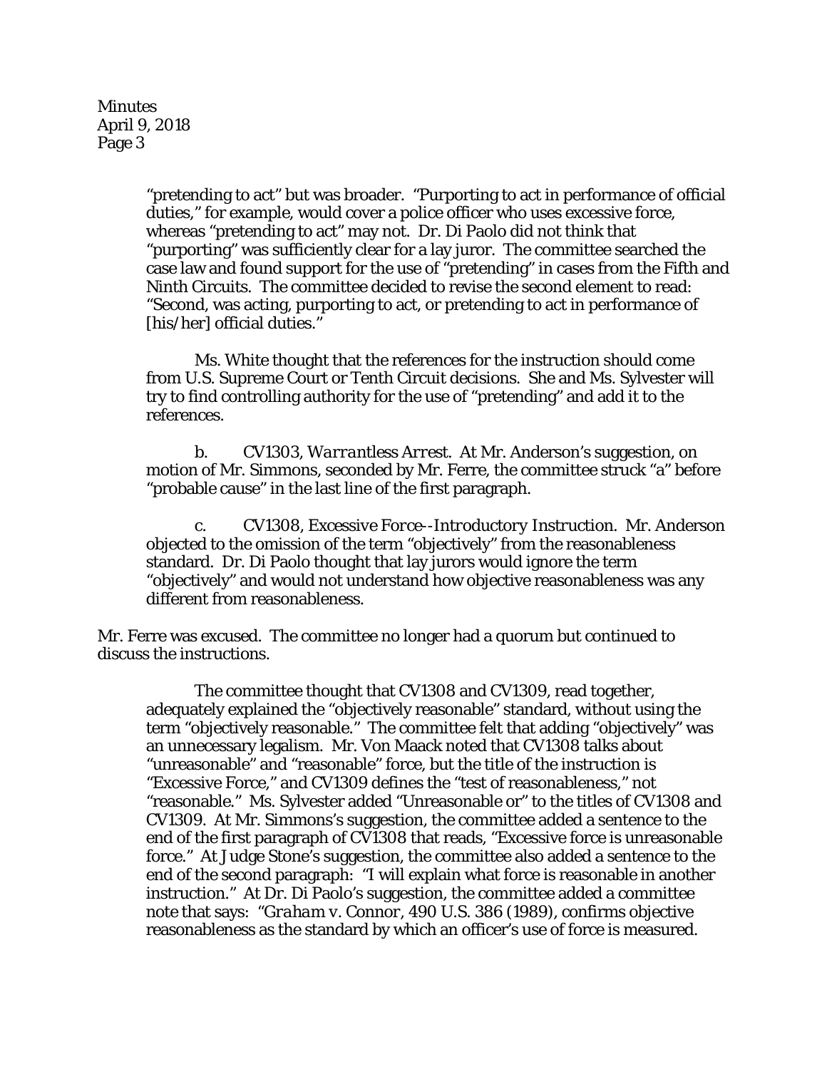"pretending to act" but was broader. "Purporting to act in performance of official duties," for example, would cover a police officer who uses excessive force, whereas "pretending to act" may not. Dr. Di Paolo did not think that "purporting" was sufficiently clear for a lay juror. The committee searched the case law and found support for the use of "pretending" in cases from the Fifth and Ninth Circuits. The committee decided to revise the second element to read: "Second, was acting, purporting to act, or pretending to act in performance of [his/her] official duties."

Ms. White thought that the references for the instruction should come from U.S. Supreme Court or Tenth Circuit decisions. She and Ms. Sylvester will try to find controlling authority for the use of "pretending" and add it to the references.

b. CV1303, *Warrantless Arrest*. At Mr. Anderson's suggestion, on motion of Mr. Simmons, seconded by Mr. Ferre, the committee struck "a" before "probable cause" in the last line of the first paragraph.

c. CV1308, *Excessive Force--Introductory Instruction*. Mr. Anderson objected to the omission of the term "objectively" from the reasonableness standard. Dr. Di Paolo thought that lay jurors would ignore the term "objectively" and would not understand how objective reasonableness was any different from reasonableness.

Mr. Ferre was excused. The committee no longer had a quorum but continued to discuss the instructions.

The committee thought that CV1308 and CV1309, read together, adequately explained the "objectively reasonable" standard, without using the term "objectively reasonable." The committee felt that adding "objectively" was an unnecessary legalism. Mr. Von Maack noted that CV1308 talks about "unreasonable" and "reasonable" force, but the title of the instruction is "Excessive Force," and CV1309 defines the "test of reasonableness," not "reasonable." Ms. Sylvester added "Unreasonable or" to the titles of CV1308 and CV1309. At Mr. Simmons's suggestion, the committee added a sentence to the end of the first paragraph of CV1308 that reads, "Excessive force is unreasonable force." At Judge Stone's suggestion, the committee also added a sentence to the end of the second paragraph: "I will explain what force is reasonable in another instruction." At Dr. Di Paolo's suggestion, the committee added a committee note that says: "*Graham v. Connor*, 490 U.S. 386 (1989), confirms objective reasonableness as the standard by which an officer's use of force is measured.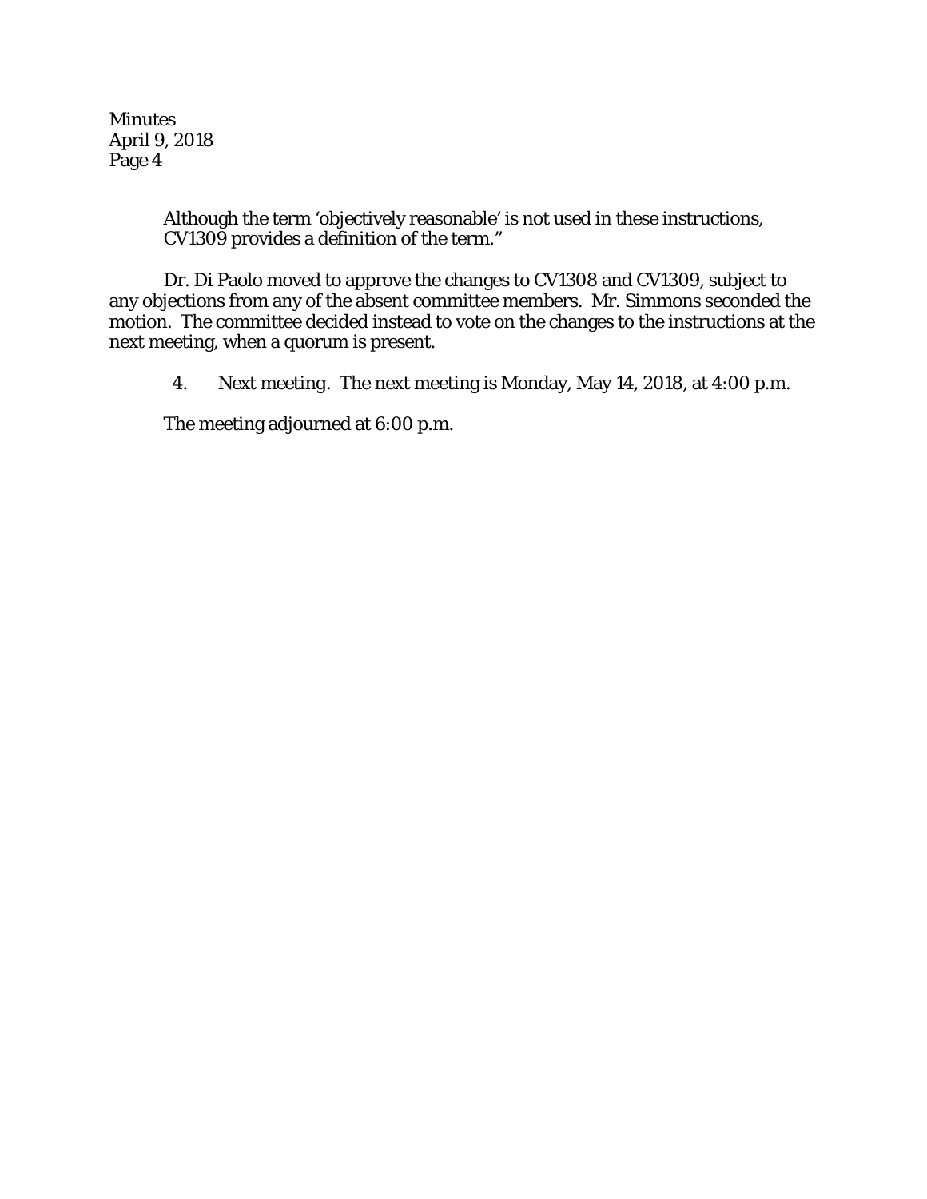Although the term 'objectively reasonable' is not used in these instructions, CV1309 provides a definition of the term."

Dr. Di Paolo moved to approve the changes to CV1308 and CV1309, subject to any objections from any of the absent committee members. Mr. Simmons seconded the motion. The committee decided instead to vote on the changes to the instructions at the next meeting, when a quorum is present.

4. Next meeting. The next meeting is Monday, May 14, 2018, at 4:00 p.m.

The meeting adjourned at 6:00 p.m.